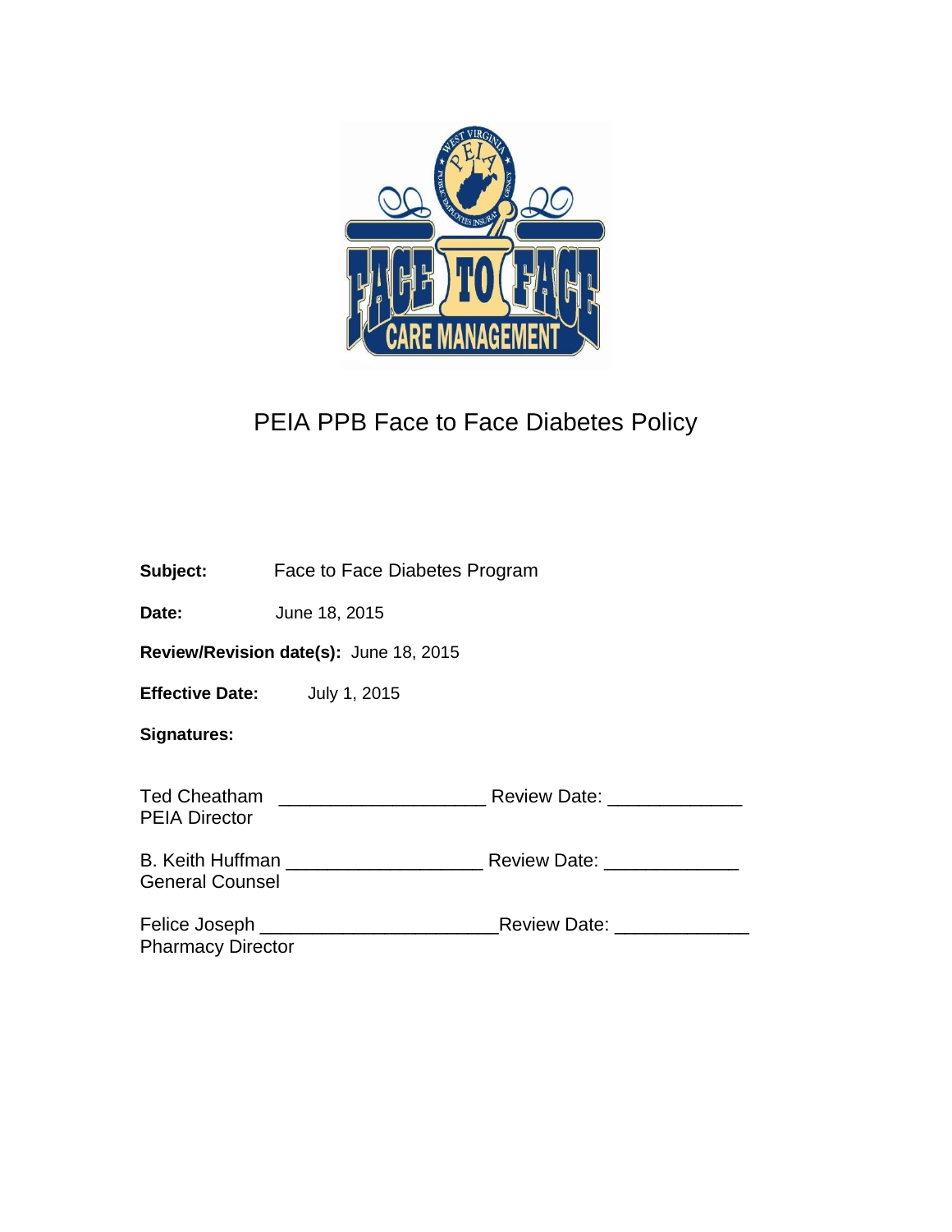# PEIA PPB Face to Face Diabetes Policy

**Subject:** Face to Face Diabetes Program

**Date:** June 18, 2015

**Review/Revision date(s):** June 18, 2015

**Effective Date:** July 1, 2015

**Signatures:**

Ted Cheatham ____________________ Review Date: _____________
PEIA Director

B. Keith Huffman ___________________ Review Date: _____________
General Counsel

Felice Joseph ______________________Review Date: _____________
Pharmacy Director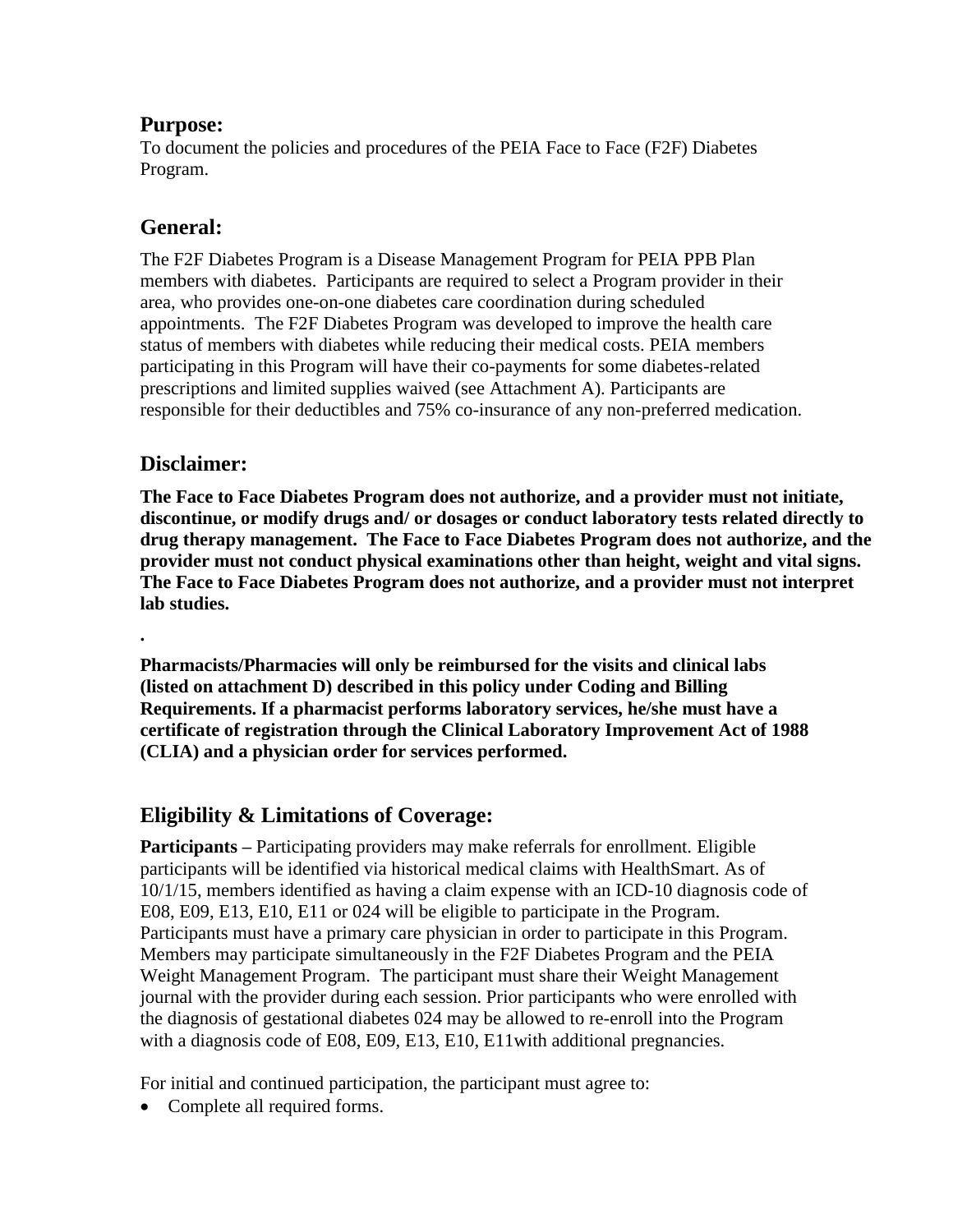## Purpose:

To document the policies and procedures of the PEIA Face to Face (F2F) Diabetes Program.

## General:

The F2F Diabetes Program is a Disease Management Program for PEIA PPB Plan members with diabetes. Participants are required to select a Program provider in their area, who provides one-on-one diabetes care coordination during scheduled appointments. The F2F Diabetes Program was developed to improve the health care status of members with diabetes while reducing their medical costs. PEIA members participating in this Program will have their co-payments for some diabetes-related prescriptions and limited supplies waived (see Attachment A). Participants are responsible for their deductibles and 75% co-insurance of any non-preferred medication.

## Disclaimer:

**The Face to Face Diabetes Program does not authorize, and a provider must not initiate, discontinue, or modify drugs and/ or dosages or conduct laboratory tests related directly to drug therapy management. The Face to Face Diabetes Program does not authorize, and the provider must not conduct physical examinations other than height, weight and vital signs. The Face to Face Diabetes Program does not authorize, and a provider must not interpret lab studies.**

**.**

**Pharmacists/Pharmacies will only be reimbursed for the visits and clinical labs (listed on attachment D) described in this policy under Coding and Billing Requirements. If a pharmacist performs laboratory services, he/she must have a certificate of registration through the Clinical Laboratory Improvement Act of 1988 (CLIA) and a physician order for services performed.**

## Eligibility & Limitations of Coverage:

**Participants –** Participating providers may make referrals for enrollment. Eligible participants will be identified via historical medical claims with HealthSmart. As of 10/1/15, members identified as having a claim expense with an ICD-10 diagnosis code of E08, E09, E13, E10, E11 or 024 will be eligible to participate in the Program. Participants must have a primary care physician in order to participate in this Program. Members may participate simultaneously in the F2F Diabetes Program and the PEIA Weight Management Program. The participant must share their Weight Management journal with the provider during each session. Prior participants who were enrolled with the diagnosis of gestational diabetes 024 may be allowed to re-enroll into the Program with a diagnosis code of E08, E09, E13, E10, E11with additional pregnancies.

For initial and continued participation, the participant must agree to:

- Complete all required forms.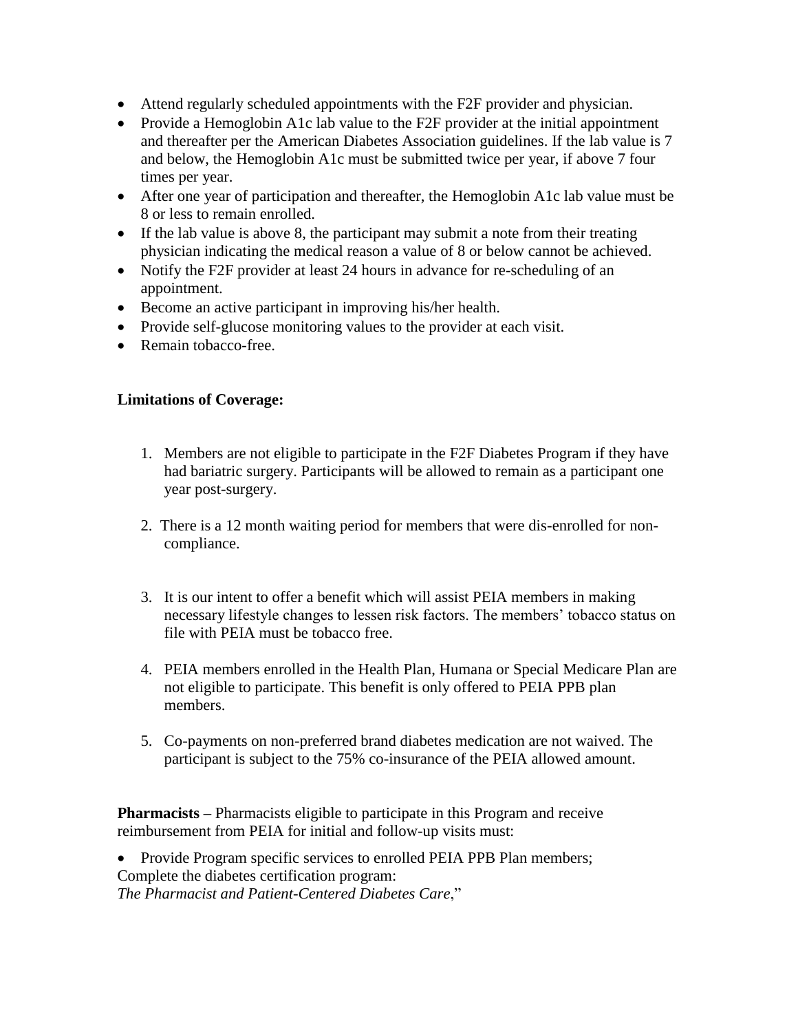- Attend regularly scheduled appointments with the F2F provider and physician.
- Provide a Hemoglobin A1c lab value to the F2F provider at the initial appointment and thereafter per the American Diabetes Association guidelines. If the lab value is 7 and below, the Hemoglobin A1c must be submitted twice per year, if above 7 four times per year.
- After one year of participation and thereafter, the Hemoglobin A1c lab value must be 8 or less to remain enrolled.
- If the lab value is above 8, the participant may submit a note from their treating physician indicating the medical reason a value of 8 or below cannot be achieved.
- Notify the F2F provider at least 24 hours in advance for re-scheduling of an appointment.
- Become an active participant in improving his/her health.
- Provide self-glucose monitoring values to the provider at each visit.
- Remain tobacco-free.

**Limitations of Coverage:**

1. Members are not eligible to participate in the F2F Diabetes Program if they have had bariatric surgery. Participants will be allowed to remain as a participant one year post-surgery.

2. There is a 12 month waiting period for members that were dis-enrolled for non-compliance.

3. It is our intent to offer a benefit which will assist PEIA members in making necessary lifestyle changes to lessen risk factors. The members' tobacco status on file with PEIA must be tobacco free.

4. PEIA members enrolled in the Health Plan, Humana or Special Medicare Plan are not eligible to participate. This benefit is only offered to PEIA PPB plan members.

5. Co-payments on non-preferred brand diabetes medication are not waived. The participant is subject to the 75% co-insurance of the PEIA allowed amount.

**Pharmacists –** Pharmacists eligible to participate in this Program and receive reimbursement from PEIA for initial and follow-up visits must:

- Provide Program specific services to enrolled PEIA PPB Plan members;

Complete the diabetes certification program:
*The Pharmacist and Patient-Centered Diabetes Care*,"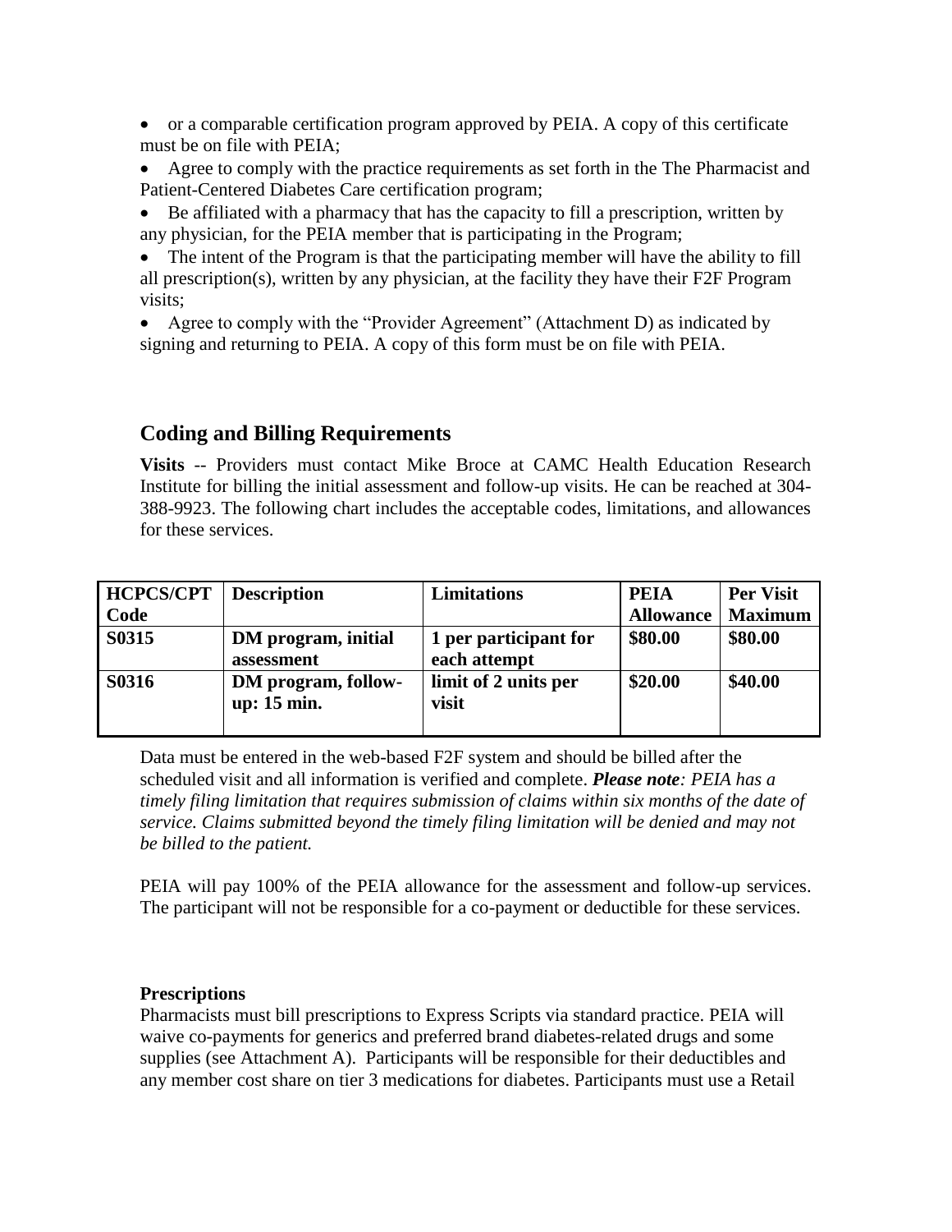- or a comparable certification program approved by PEIA. A copy of this certificate must be on file with PEIA;
- Agree to comply with the practice requirements as set forth in the The Pharmacist and Patient-Centered Diabetes Care certification program;
- Be affiliated with a pharmacy that has the capacity to fill a prescription, written by any physician, for the PEIA member that is participating in the Program;
- The intent of the Program is that the participating member will have the ability to fill all prescription(s), written by any physician, at the facility they have their F2F Program visits;
- Agree to comply with the "Provider Agreement" (Attachment D) as indicated by signing and returning to PEIA. A copy of this form must be on file with PEIA.

## Coding and Billing Requirements

**Visits** -- Providers must contact Mike Broce at CAMC Health Education Research Institute for billing the initial assessment and follow-up visits. He can be reached at 304-388-9923. The following chart includes the acceptable codes, limitations, and allowances for these services.

| HCPCS/CPT Code | Description | Limitations | PEIA Allowance | Per Visit Maximum |
|---|---|---|---|---|
| **S0315** | **DM program, initial assessment** | **1 per participant for each attempt** | **\$80.00** | **\$80.00** |
| **S0316** | **DM program, follow-up: 15 min.** | **limit of 2 units per visit** | **\$20.00** | **\$40.00** |

Data must be entered in the web-based F2F system and should be billed after the scheduled visit and all information is verified and complete. ***Please note**: PEIA has a timely filing limitation that requires submission of claims within six months of the date of service. Claims submitted beyond the timely filing limitation will be denied and may not be billed to the patient.*

PEIA will pay 100% of the PEIA allowance for the assessment and follow-up services. The participant will not be responsible for a co-payment or deductible for these services.

**Prescriptions**

Pharmacists must bill prescriptions to Express Scripts via standard practice. PEIA will waive co-payments for generics and preferred brand diabetes-related drugs and some supplies (see Attachment A). Participants will be responsible for their deductibles and any member cost share on tier 3 medications for diabetes. Participants must use a Retail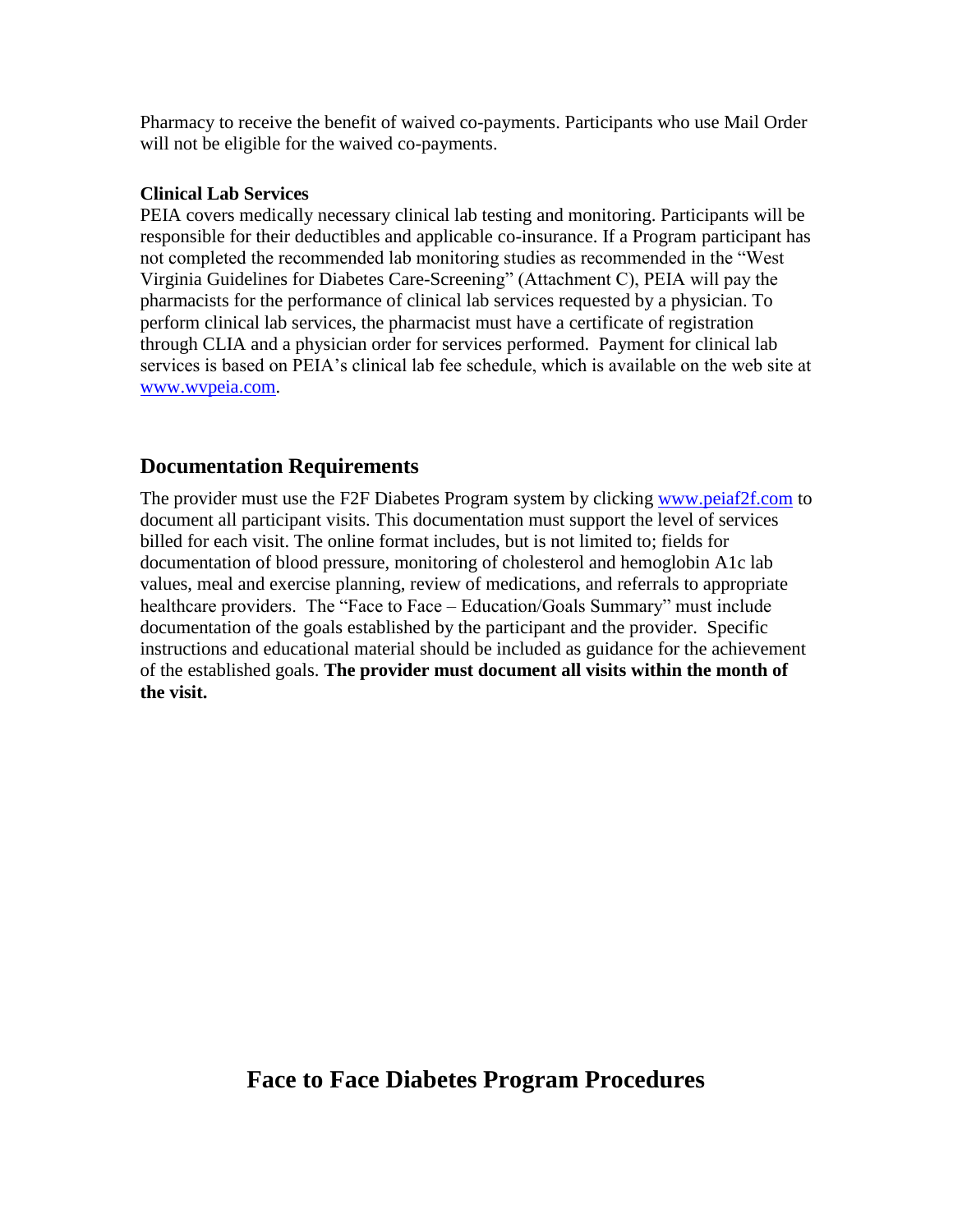Pharmacy to receive the benefit of waived co-payments. Participants who use Mail Order will not be eligible for the waived co-payments.

**Clinical Lab Services**

PEIA covers medically necessary clinical lab testing and monitoring. Participants will be responsible for their deductibles and applicable co-insurance. If a Program participant has not completed the recommended lab monitoring studies as recommended in the "West Virginia Guidelines for Diabetes Care-Screening" (Attachment C), PEIA will pay the pharmacists for the performance of clinical lab services requested by a physician. To perform clinical lab services, the pharmacist must have a certificate of registration through CLIA and a physician order for services performed. Payment for clinical lab services is based on PEIA's clinical lab fee schedule, which is available on the web site at www.wvpeia.com.

## Documentation Requirements

The provider must use the F2F Diabetes Program system by clicking www.peiaf2f.com to document all participant visits. This documentation must support the level of services billed for each visit. The online format includes, but is not limited to; fields for documentation of blood pressure, monitoring of cholesterol and hemoglobin A1c lab values, meal and exercise planning, review of medications, and referrals to appropriate healthcare providers. The "Face to Face – Education/Goals Summary" must include documentation of the goals established by the participant and the provider. Specific instructions and educational material should be included as guidance for the achievement of the established goals. **The provider must document all visits within the month of the visit.**

# Face to Face Diabetes Program Procedures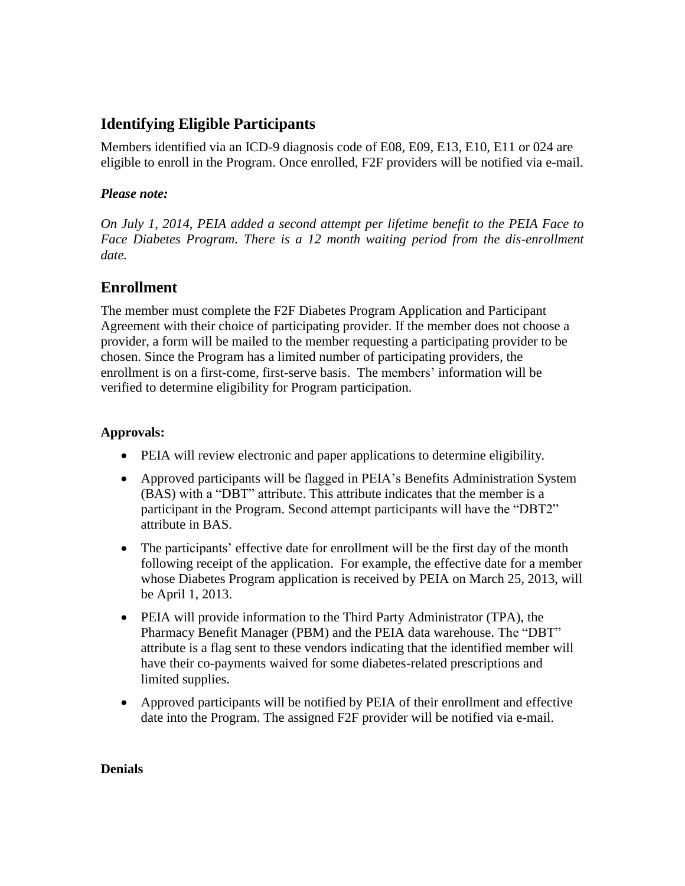## Identifying Eligible Participants

Members identified via an ICD-9 diagnosis code of E08, E09, E13, E10, E11 or 024 are eligible to enroll in the Program. Once enrolled, F2F providers will be notified via e-mail.

***Please note:***

*On July 1, 2014, PEIA added a second attempt per lifetime benefit to the PEIA Face to Face Diabetes Program. There is a 12 month waiting period from the dis-enrollment date.*

## Enrollment

The member must complete the F2F Diabetes Program Application and Participant Agreement with their choice of participating provider. If the member does not choose a provider, a form will be mailed to the member requesting a participating provider to be chosen. Since the Program has a limited number of participating providers, the enrollment is on a first-come, first-serve basis. The members' information will be verified to determine eligibility for Program participation.

**Approvals:**

- PEIA will review electronic and paper applications to determine eligibility.
- Approved participants will be flagged in PEIA's Benefits Administration System (BAS) with a "DBT" attribute. This attribute indicates that the member is a participant in the Program. Second attempt participants will have the "DBT2" attribute in BAS.
- The participants' effective date for enrollment will be the first day of the month following receipt of the application. For example, the effective date for a member whose Diabetes Program application is received by PEIA on March 25, 2013, will be April 1, 2013.
- PEIA will provide information to the Third Party Administrator (TPA), the Pharmacy Benefit Manager (PBM) and the PEIA data warehouse. The "DBT" attribute is a flag sent to these vendors indicating that the identified member will have their co-payments waived for some diabetes-related prescriptions and limited supplies.
- Approved participants will be notified by PEIA of their enrollment and effective date into the Program. The assigned F2F provider will be notified via e-mail.

**Denials**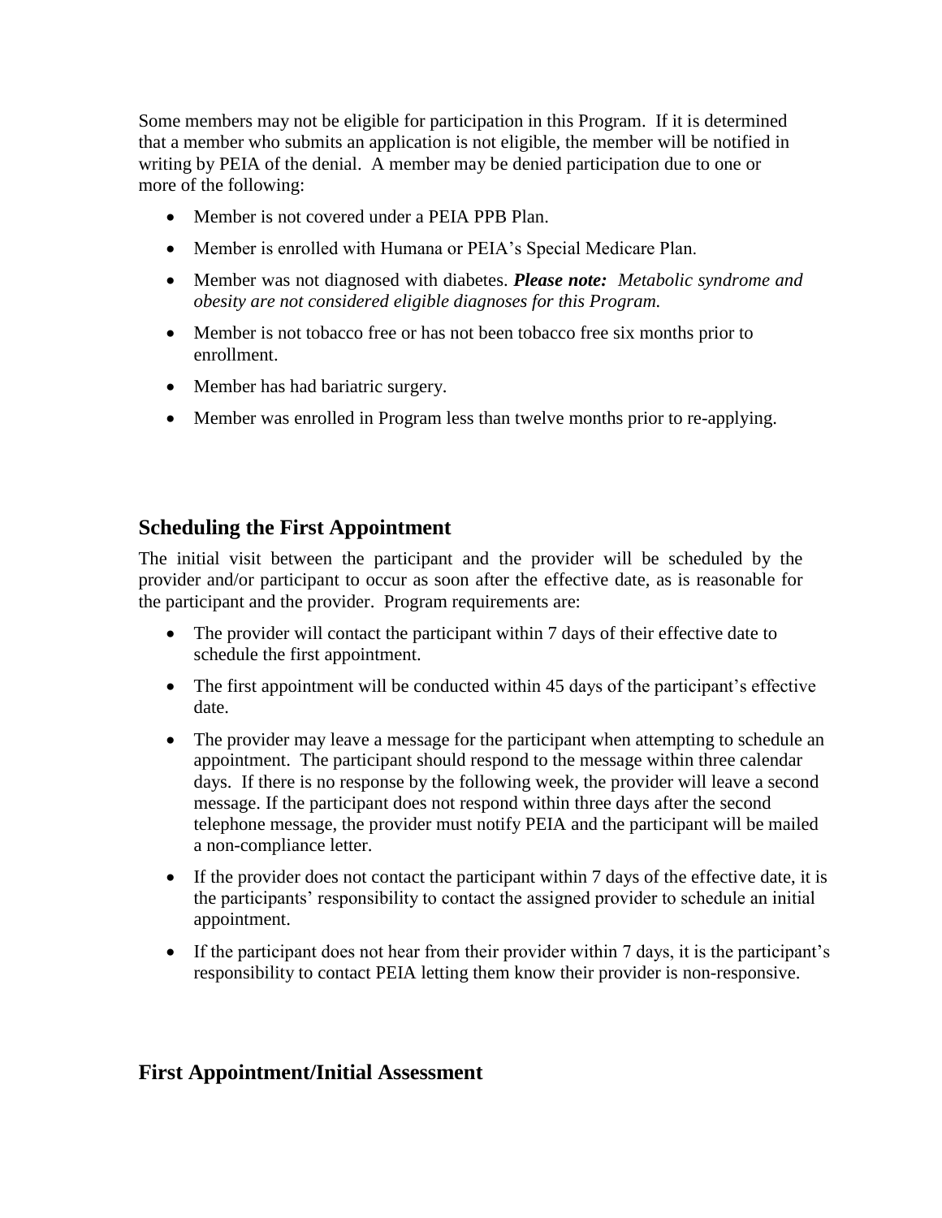Some members may not be eligible for participation in this Program. If it is determined that a member who submits an application is not eligible, the member will be notified in writing by PEIA of the denial. A member may be denied participation due to one or more of the following:

- Member is not covered under a PEIA PPB Plan.
- Member is enrolled with Humana or PEIA's Special Medicare Plan.
- Member was not diagnosed with diabetes. ***Please note:*** *Metabolic syndrome and obesity are not considered eligible diagnoses for this Program.*
- Member is not tobacco free or has not been tobacco free six months prior to enrollment.
- Member has had bariatric surgery.
- Member was enrolled in Program less than twelve months prior to re-applying.

## Scheduling the First Appointment

The initial visit between the participant and the provider will be scheduled by the provider and/or participant to occur as soon after the effective date, as is reasonable for the participant and the provider. Program requirements are:

- The provider will contact the participant within 7 days of their effective date to schedule the first appointment.
- The first appointment will be conducted within 45 days of the participant's effective date.
- The provider may leave a message for the participant when attempting to schedule an appointment. The participant should respond to the message within three calendar days. If there is no response by the following week, the provider will leave a second message. If the participant does not respond within three days after the second telephone message, the provider must notify PEIA and the participant will be mailed a non-compliance letter.
- If the provider does not contact the participant within 7 days of the effective date, it is the participants' responsibility to contact the assigned provider to schedule an initial appointment.
- If the participant does not hear from their provider within 7 days, it is the participant's responsibility to contact PEIA letting them know their provider is non-responsive.

## First Appointment/Initial Assessment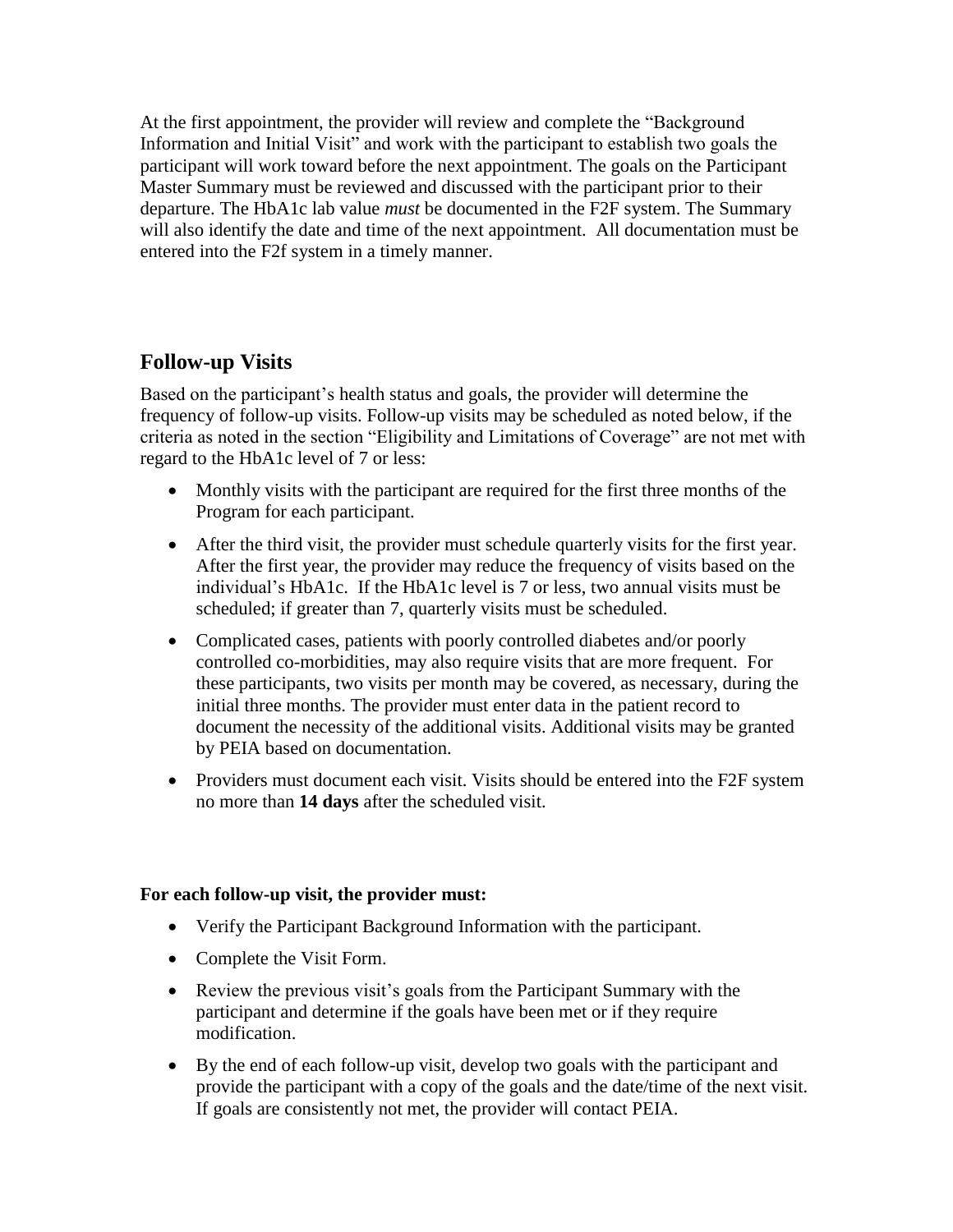At the first appointment, the provider will review and complete the "Background Information and Initial Visit" and work with the participant to establish two goals the participant will work toward before the next appointment. The goals on the Participant Master Summary must be reviewed and discussed with the participant prior to their departure. The HbA1c lab value *must* be documented in the F2F system. The Summary will also identify the date and time of the next appointment. All documentation must be entered into the F2f system in a timely manner.

## Follow-up Visits

Based on the participant's health status and goals, the provider will determine the frequency of follow-up visits. Follow-up visits may be scheduled as noted below, if the criteria as noted in the section "Eligibility and Limitations of Coverage" are not met with regard to the HbA1c level of 7 or less:

- Monthly visits with the participant are required for the first three months of the Program for each participant.
- After the third visit, the provider must schedule quarterly visits for the first year. After the first year, the provider may reduce the frequency of visits based on the individual's HbA1c. If the HbA1c level is 7 or less, two annual visits must be scheduled; if greater than 7, quarterly visits must be scheduled.
- Complicated cases, patients with poorly controlled diabetes and/or poorly controlled co-morbidities, may also require visits that are more frequent. For these participants, two visits per month may be covered, as necessary, during the initial three months. The provider must enter data in the patient record to document the necessity of the additional visits. Additional visits may be granted by PEIA based on documentation.
- Providers must document each visit. Visits should be entered into the F2F system no more than **14 days** after the scheduled visit.

**For each follow-up visit, the provider must:**

- Verify the Participant Background Information with the participant.
- Complete the Visit Form.
- Review the previous visit's goals from the Participant Summary with the participant and determine if the goals have been met or if they require modification.
- By the end of each follow-up visit, develop two goals with the participant and provide the participant with a copy of the goals and the date/time of the next visit. If goals are consistently not met, the provider will contact PEIA.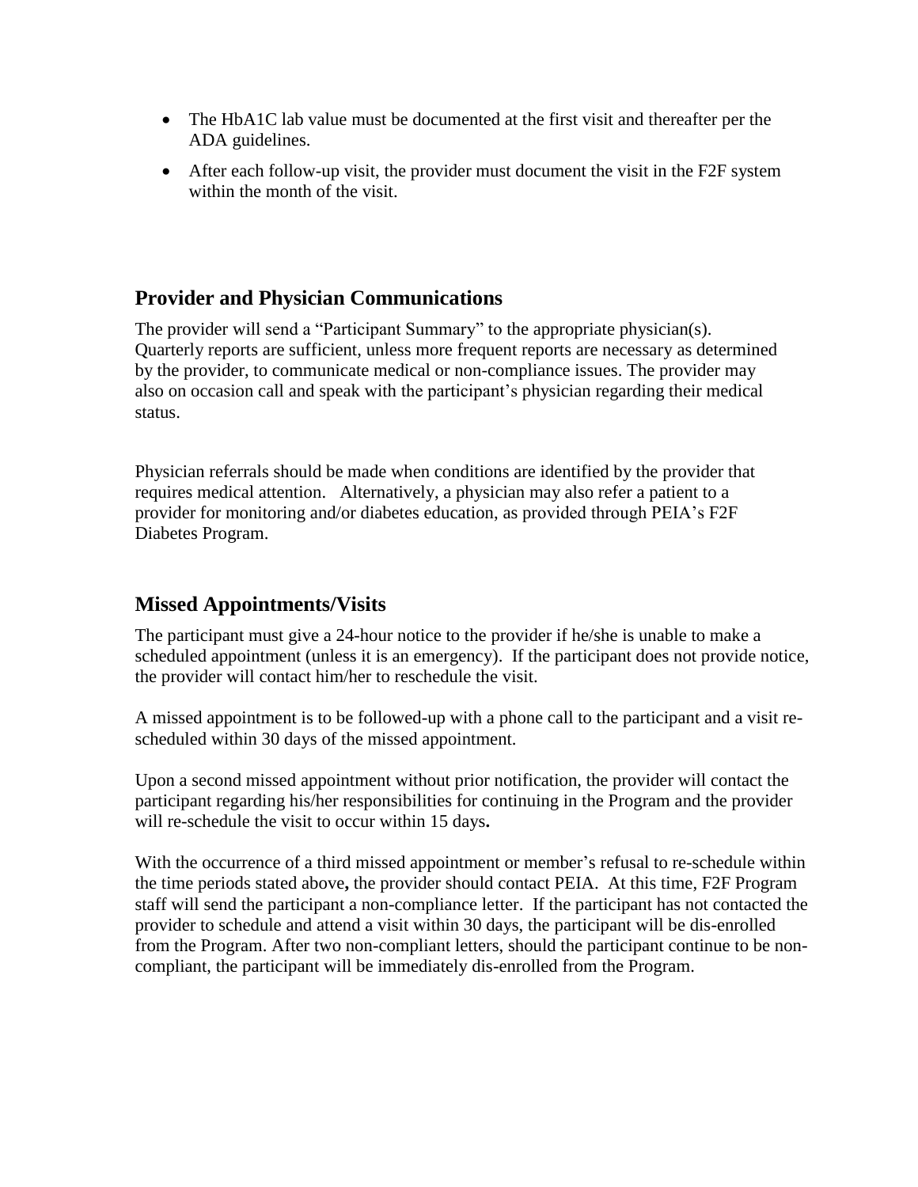- The HbA1C lab value must be documented at the first visit and thereafter per the ADA guidelines.
- After each follow-up visit, the provider must document the visit in the F2F system within the month of the visit.

## Provider and Physician Communications

The provider will send a "Participant Summary" to the appropriate physician(s). Quarterly reports are sufficient, unless more frequent reports are necessary as determined by the provider, to communicate medical or non-compliance issues. The provider may also on occasion call and speak with the participant's physician regarding their medical status.

Physician referrals should be made when conditions are identified by the provider that requires medical attention. Alternatively, a physician may also refer a patient to a provider for monitoring and/or diabetes education, as provided through PEIA's F2F Diabetes Program.

## Missed Appointments/Visits

The participant must give a 24-hour notice to the provider if he/she is unable to make a scheduled appointment (unless it is an emergency). If the participant does not provide notice, the provider will contact him/her to reschedule the visit.

A missed appointment is to be followed-up with a phone call to the participant and a visit re-scheduled within 30 days of the missed appointment.

Upon a second missed appointment without prior notification, the provider will contact the participant regarding his/her responsibilities for continuing in the Program and the provider will re-schedule the visit to occur within 15 days**.**

With the occurrence of a third missed appointment or member's refusal to re-schedule within the time periods stated above**,** the provider should contact PEIA. At this time, F2F Program staff will send the participant a non-compliance letter. If the participant has not contacted the provider to schedule and attend a visit within 30 days, the participant will be dis-enrolled from the Program. After two non-compliant letters, should the participant continue to be non-compliant, the participant will be immediately dis-enrolled from the Program.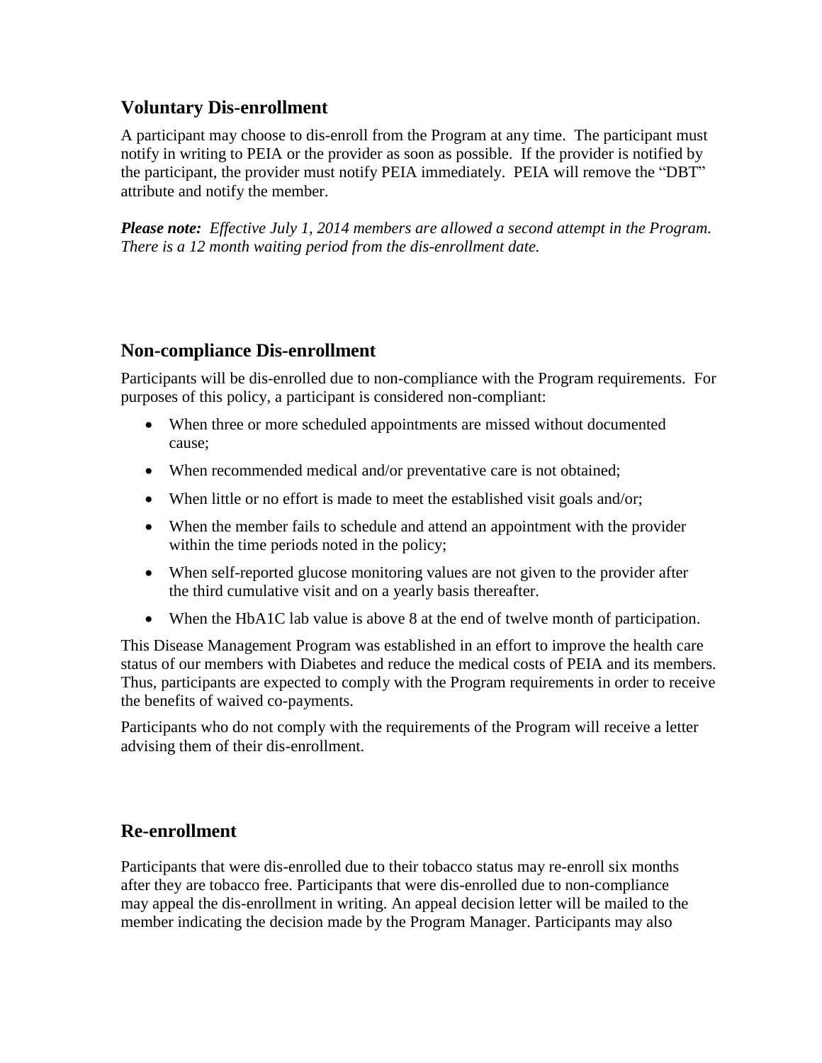## Voluntary Dis-enrollment

A participant may choose to dis-enroll from the Program at any time. The participant must notify in writing to PEIA or the provider as soon as possible. If the provider is notified by the participant, the provider must notify PEIA immediately. PEIA will remove the "DBT" attribute and notify the member.

***Please note:*** *Effective July 1, 2014 members are allowed a second attempt in the Program. There is a 12 month waiting period from the dis-enrollment date.*

## Non-compliance Dis-enrollment

Participants will be dis-enrolled due to non-compliance with the Program requirements. For purposes of this policy, a participant is considered non-compliant:

- When three or more scheduled appointments are missed without documented cause;
- When recommended medical and/or preventative care is not obtained;
- When little or no effort is made to meet the established visit goals and/or;
- When the member fails to schedule and attend an appointment with the provider within the time periods noted in the policy;
- When self-reported glucose monitoring values are not given to the provider after the third cumulative visit and on a yearly basis thereafter.
- When the HbA1C lab value is above 8 at the end of twelve month of participation.

This Disease Management Program was established in an effort to improve the health care status of our members with Diabetes and reduce the medical costs of PEIA and its members. Thus, participants are expected to comply with the Program requirements in order to receive the benefits of waived co-payments.

Participants who do not comply with the requirements of the Program will receive a letter advising them of their dis-enrollment.

## Re-enrollment

Participants that were dis-enrolled due to their tobacco status may re-enroll six months after they are tobacco free. Participants that were dis-enrolled due to non-compliance may appeal the dis-enrollment in writing. An appeal decision letter will be mailed to the member indicating the decision made by the Program Manager. Participants may also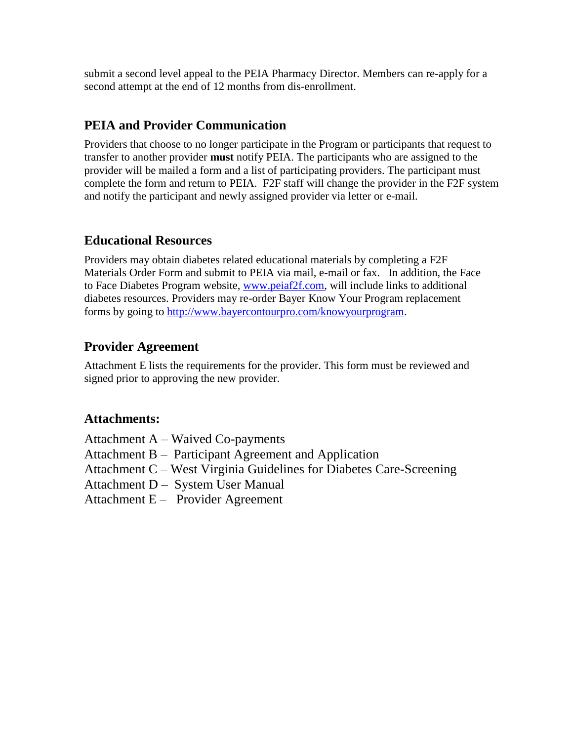submit a second level appeal to the PEIA Pharmacy Director. Members can re-apply for a second attempt at the end of 12 months from dis-enrollment.

## PEIA and Provider Communication

Providers that choose to no longer participate in the Program or participants that request to transfer to another provider **must** notify PEIA. The participants who are assigned to the provider will be mailed a form and a list of participating providers. The participant must complete the form and return to PEIA. F2F staff will change the provider in the F2F system and notify the participant and newly assigned provider via letter or e-mail.

## Educational Resources

Providers may obtain diabetes related educational materials by completing a F2F Materials Order Form and submit to PEIA via mail, e-mail or fax. In addition, the Face to Face Diabetes Program website, [www.peiaf2f.com](http://www.peiaf2f.com), will include links to additional diabetes resources. Providers may re-order Bayer Know Your Program replacement forms by going to [http://www.bayercontourpro.com/knowyourprogram](http://www.bayercontourpro.com/knowyourprogram).

## Provider Agreement

Attachment E lists the requirements for the provider. This form must be reviewed and signed prior to approving the new provider.

## Attachments:

Attachment A – Waived Co-payments
Attachment B – Participant Agreement and Application
Attachment C – West Virginia Guidelines for Diabetes Care-Screening
Attachment D – System User Manual
Attachment E – Provider Agreement